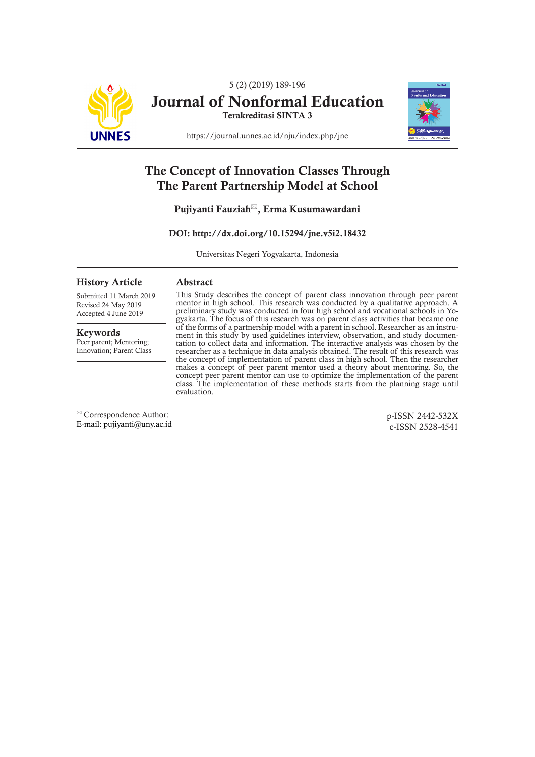# Journal of Nonformal Education

Terakreditasi SINTA 3

https://journal.unnes.ac.id/nju/index.php/jne

## The Concept of Innovation Classes Through The Parent Partnership Model at School

**Pujiyanti Fauziah✉, Erma Kusumawardani**

**DOI: http://dx.doi.org/10.15294/jne.v5i2.18432**

Universitas Negeri Yogyakarta, Indonesia

### History Article

Submitted 11 March 2019
Revised 24 May 2019
Accepted 4 June 2019

### Keywords

Peer parent; Mentoring; Innovation; Parent Class

### Abstract

This Study describes the concept of parent class innovation through peer parent mentor in high school. This research was conducted by a qualitative approach. A preliminary study was conducted in four high school and vocational schools in Yogyakarta. The focus of this research was on parent class activities that became one of the forms of a partnership model with a parent in school. Researcher as an instrument in this study by used guidelines interview, observation, and study documentation to collect data and information. The interactive analysis was chosen by the researcher as a technique in data analysis obtained. The result of this research was the concept of implementation of parent class in high school. Then the researcher makes a concept of peer parent mentor used a theory about mentoring. So, the concept peer parent mentor can use to optimize the implementation of the parent class. The implementation of these methods starts from the planning stage until evaluation.

✉ Correspondence Author:
E-mail: pujiyanti@uny.ac.id

p-ISSN 2442-532X
e-ISSN 2528-4541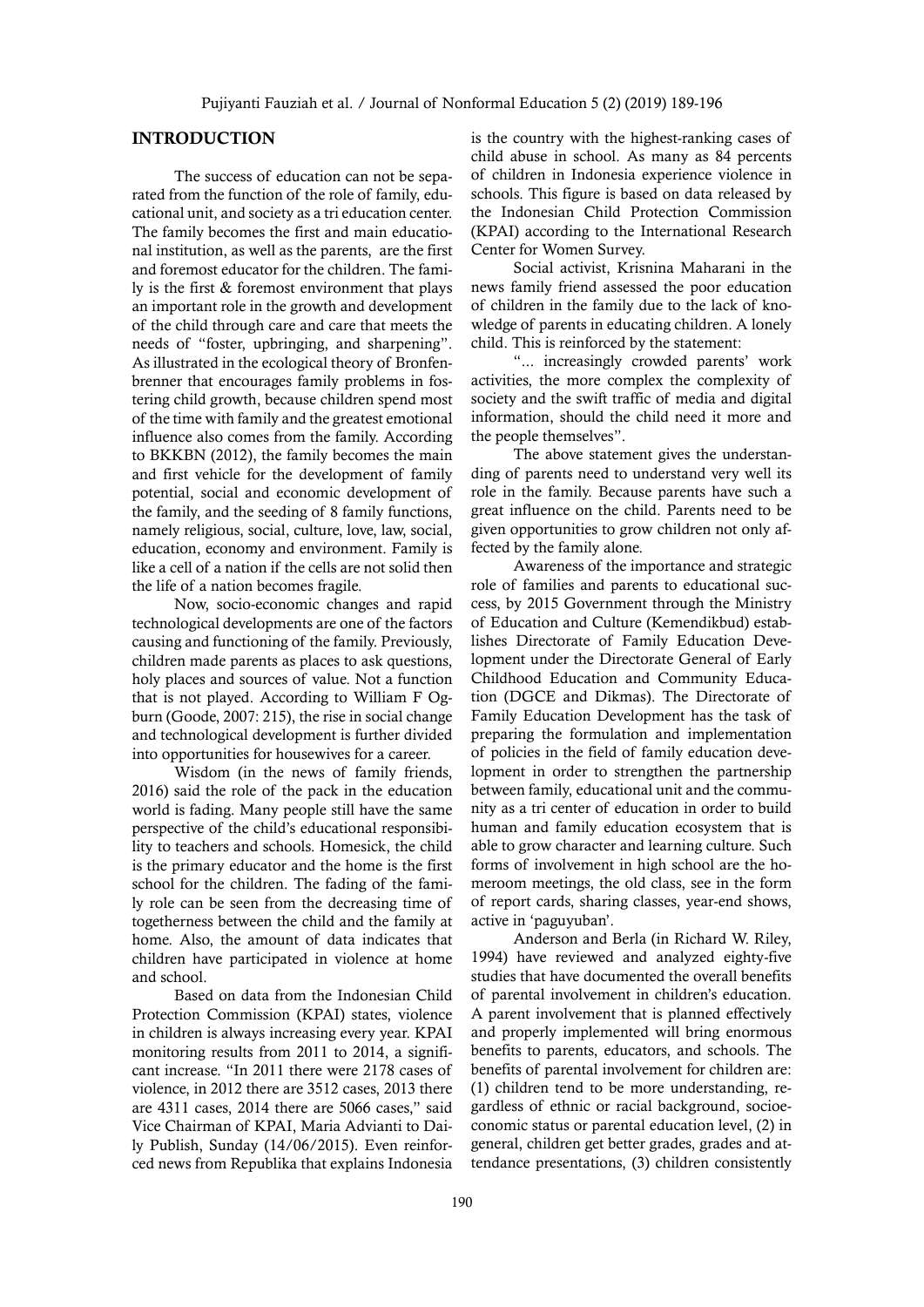## INTRODUCTION

The success of education can not be separated from the function of the role of family, educational unit, and society as a tri education center. The family becomes the first and main educational institution, as well as the parents, are the first and foremost educator for the children. The family is the first & foremost environment that plays an important role in the growth and development of the child through care and care that meets the needs of "foster, upbringing, and sharpening". As illustrated in the ecological theory of Bronfenbrenner that encourages family problems in fostering child growth, because children spend most of the time with family and the greatest emotional influence also comes from the family. According to BKKBN (2012), the family becomes the main and first vehicle for the development of family potential, social and economic development of the family, and the seeding of 8 family functions, namely religious, social, culture, love, law, social, education, economy and environment. Family is like a cell of a nation if the cells are not solid then the life of a nation becomes fragile.

Now, socio-economic changes and rapid technological developments are one of the factors causing and functioning of the family. Previously, children made parents as places to ask questions, holy places and sources of value. Not a function that is not played. According to William F Ogburn (Goode, 2007: 215), the rise in social change and technological development is further divided into opportunities for housewives for a career.

Wisdom (in the news of family friends, 2016) said the role of the pack in the education world is fading. Many people still have the same perspective of the child's educational responsibility to teachers and schools. Homesick, the child is the primary educator and the home is the first school for the children. The fading of the family role can be seen from the decreasing time of togetherness between the child and the family at home. Also, the amount of data indicates that children have participated in violence at home and school.

Based on data from the Indonesian Child Protection Commission (KPAI) states, violence in children is always increasing every year. KPAI monitoring results from 2011 to 2014, a significant increase. "In 2011 there were 2178 cases of violence, in 2012 there are 3512 cases, 2013 there are 4311 cases, 2014 there are 5066 cases," said Vice Chairman of KPAI, Maria Advianti to Daily Publish, Sunday (14/06/2015). Even reinforced news from Republika that explains Indonesia is the country with the highest-ranking cases of child abuse in school. As many as 84 percents of children in Indonesia experience violence in schools. This figure is based on data released by the Indonesian Child Protection Commission (KPAI) according to the International Research Center for Women Survey.

Social activist, Krisnina Maharani in the news family friend assessed the poor education of children in the family due to the lack of knowledge of parents in educating children. A lonely child. This is reinforced by the statement:

"... increasingly crowded parents' work activities, the more complex the complexity of society and the swift traffic of media and digital information, should the child need it more and the people themselves".

The above statement gives the understanding of parents need to understand very well its role in the family. Because parents have such a great influence on the child. Parents need to be given opportunities to grow children not only affected by the family alone.

Awareness of the importance and strategic role of families and parents to educational success, by 2015 Government through the Ministry of Education and Culture (Kemendikbud) establishes Directorate of Family Education Development under the Directorate General of Early Childhood Education and Community Education (DGCE and Dikmas). The Directorate of Family Education Development has the task of preparing the formulation and implementation of policies in the field of family education development in order to strengthen the partnership between family, educational unit and the community as a tri center of education in order to build human and family education ecosystem that is able to grow character and learning culture. Such forms of involvement in high school are the homeroom meetings, the old class, see in the form of report cards, sharing classes, year-end shows, active in 'paguyuban'.

Anderson and Berla (in Richard W. Riley, 1994) have reviewed and analyzed eighty-five studies that have documented the overall benefits of parental involvement in children's education. A parent involvement that is planned effectively and properly implemented will bring enormous benefits to parents, educators, and schools. The benefits of parental involvement for children are: (1) children tend to be more understanding, regardless of ethnic or racial background, socioeconomic status or parental education level, (2) in general, children get better grades, grades and attendance presentations, (3) children consistently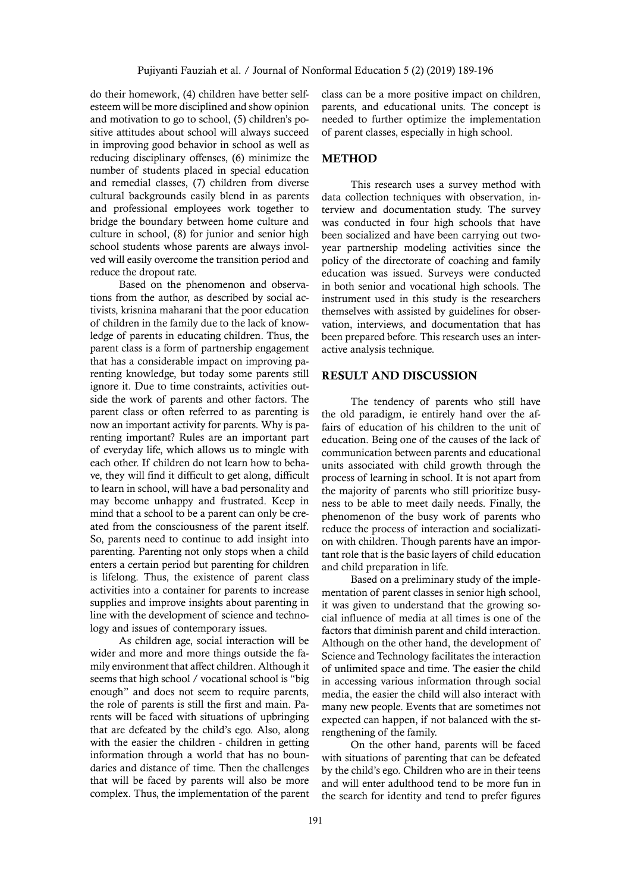do their homework, (4) children have better self-esteem will be more disciplined and show opinion and motivation to go to school, (5) children's positive attitudes about school will always succeed in improving good behavior in school as well as reducing disciplinary offenses, (6) minimize the number of students placed in special education and remedial classes, (7) children from diverse cultural backgrounds easily blend in as parents and professional employees work together to bridge the boundary between home culture and culture in school, (8) for junior and senior high school students whose parents are always involved will easily overcome the transition period and reduce the dropout rate.

Based on the phenomenon and observations from the author, as described by social activists, krisnina maharani that the poor education of children in the family due to the lack of knowledge of parents in educating children. Thus, the parent class is a form of partnership engagement that has a considerable impact on improving parenting knowledge, but today some parents still ignore it. Due to time constraints, activities outside the work of parents and other factors. The parent class or often referred to as parenting is now an important activity for parents. Why is parenting important? Rules are an important part of everyday life, which allows us to mingle with each other. If children do not learn how to behave, they will find it difficult to get along, difficult to learn in school, will have a bad personality and may become unhappy and frustrated. Keep in mind that a school to be a parent can only be created from the consciousness of the parent itself. So, parents need to continue to add insight into parenting. Parenting not only stops when a child enters a certain period but parenting for children is lifelong. Thus, the existence of parent class activities into a container for parents to increase supplies and improve insights about parenting in line with the development of science and technology and issues of contemporary issues.

As children age, social interaction will be wider and more and more things outside the family environment that affect children. Although it seems that high school / vocational school is "big enough" and does not seem to require parents, the role of parents is still the first and main. Parents will be faced with situations of upbringing that are defeated by the child's ego. Also, along with the easier the children - children in getting information through a world that has no boundaries and distance of time. Then the challenges that will be faced by parents will also be more complex. Thus, the implementation of the parent class can be a more positive impact on children, parents, and educational units. The concept is needed to further optimize the implementation of parent classes, especially in high school.

## METHOD

This research uses a survey method with data collection techniques with observation, interview and documentation study. The survey was conducted in four high schools that have been socialized and have been carrying out two-year partnership modeling activities since the policy of the directorate of coaching and family education was issued. Surveys were conducted in both senior and vocational high schools. The instrument used in this study is the researchers themselves with assisted by guidelines for observation, interviews, and documentation that has been prepared before. This research uses an interactive analysis technique.

## RESULT AND DISCUSSION

The tendency of parents who still have the old paradigm, ie entirely hand over the affairs of education of his children to the unit of education. Being one of the causes of the lack of communication between parents and educational units associated with child growth through the process of learning in school. It is not apart from the majority of parents who still prioritize busyness to be able to meet daily needs. Finally, the phenomenon of the busy work of parents who reduce the process of interaction and socialization with children. Though parents have an important role that is the basic layers of child education and child preparation in life.

Based on a preliminary study of the implementation of parent classes in senior high school, it was given to understand that the growing social influence of media at all times is one of the factors that diminish parent and child interaction. Although on the other hand, the development of Science and Technology facilitates the interaction of unlimited space and time. The easier the child in accessing various information through social media, the easier the child will also interact with many new people. Events that are sometimes not expected can happen, if not balanced with the strengthening of the family.

On the other hand, parents will be faced with situations of parenting that can be defeated by the child's ego. Children who are in their teens and will enter adulthood tend to be more fun in the search for identity and tend to prefer figures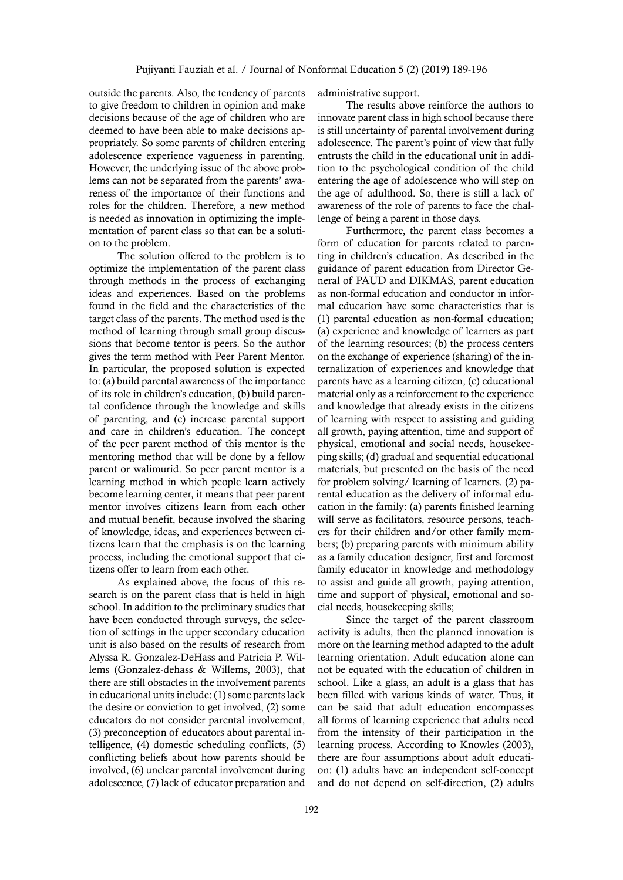outside the parents. Also, the tendency of parents to give freedom to children in opinion and make decisions because of the age of children who are deemed to have been able to make decisions appropriately. So some parents of children entering adolescence experience vagueness in parenting. However, the underlying issue of the above problems can not be separated from the parents' awareness of the importance of their functions and roles for the children. Therefore, a new method is needed as innovation in optimizing the implementation of parent class so that can be a solution to the problem.

The solution offered to the problem is to optimize the implementation of the parent class through methods in the process of exchanging ideas and experiences. Based on the problems found in the field and the characteristics of the target class of the parents. The method used is the method of learning through small group discussions that become tentor is peers. So the author gives the term method with Peer Parent Mentor. In particular, the proposed solution is expected to: (a) build parental awareness of the importance of its role in children's education, (b) build parental confidence through the knowledge and skills of parenting, and (c) increase parental support and care in children's education. The concept of the peer parent method of this mentor is the mentoring method that will be done by a fellow parent or walimurid. So peer parent mentor is a learning method in which people learn actively become learning center, it means that peer parent mentor involves citizens learn from each other and mutual benefit, because involved the sharing of knowledge, ideas, and experiences between citizens learn that the emphasis is on the learning process, including the emotional support that citizens offer to learn from each other.

As explained above, the focus of this research is on the parent class that is held in high school. In addition to the preliminary studies that have been conducted through surveys, the selection of settings in the upper secondary education unit is also based on the results of research from Alyssa R. Gonzalez-DeHass and Patricia P. Willems (Gonzalez-dehass & Willems, 2003), that there are still obstacles in the involvement parents in educational units include: (1) some parents lack the desire or conviction to get involved, (2) some educators do not consider parental involvement, (3) preconception of educators about parental intelligence, (4) domestic scheduling conflicts, (5) conflicting beliefs about how parents should be involved, (6) unclear parental involvement during adolescence, (7) lack of educator preparation and administrative support.

The results above reinforce the authors to innovate parent class in high school because there is still uncertainty of parental involvement during adolescence. The parent's point of view that fully entrusts the child in the educational unit in addition to the psychological condition of the child entering the age of adolescence who will step on the age of adulthood. So, there is still a lack of awareness of the role of parents to face the challenge of being a parent in those days.

Furthermore, the parent class becomes a form of education for parents related to parenting in children's education. As described in the guidance of parent education from Director General of PAUD and DIKMAS, parent education as non-formal education and conductor in informal education have some characteristics that is (1) parental education as non-formal education; (a) experience and knowledge of learners as part of the learning resources; (b) the process centers on the exchange of experience (sharing) of the internalization of experiences and knowledge that parents have as a learning citizen, (c) educational material only as a reinforcement to the experience and knowledge that already exists in the citizens of learning with respect to assisting and guiding all growth, paying attention, time and support of physical, emotional and social needs, housekeeping skills; (d) gradual and sequential educational materials, but presented on the basis of the need for problem solving/ learning of learners. (2) parental education as the delivery of informal education in the family: (a) parents finished learning will serve as facilitators, resource persons, teachers for their children and/or other family members; (b) preparing parents with minimum ability as a family education designer, first and foremost family educator in knowledge and methodology to assist and guide all growth, paying attention, time and support of physical, emotional and social needs, housekeeping skills;

Since the target of the parent classroom activity is adults, then the planned innovation is more on the learning method adapted to the adult learning orientation. Adult education alone can not be equated with the education of children in school. Like a glass, an adult is a glass that has been filled with various kinds of water. Thus, it can be said that adult education encompasses all forms of learning experience that adults need from the intensity of their participation in the learning process. According to Knowles (2003), there are four assumptions about adult education: (1) adults have an independent self-concept and do not depend on self-direction, (2) adults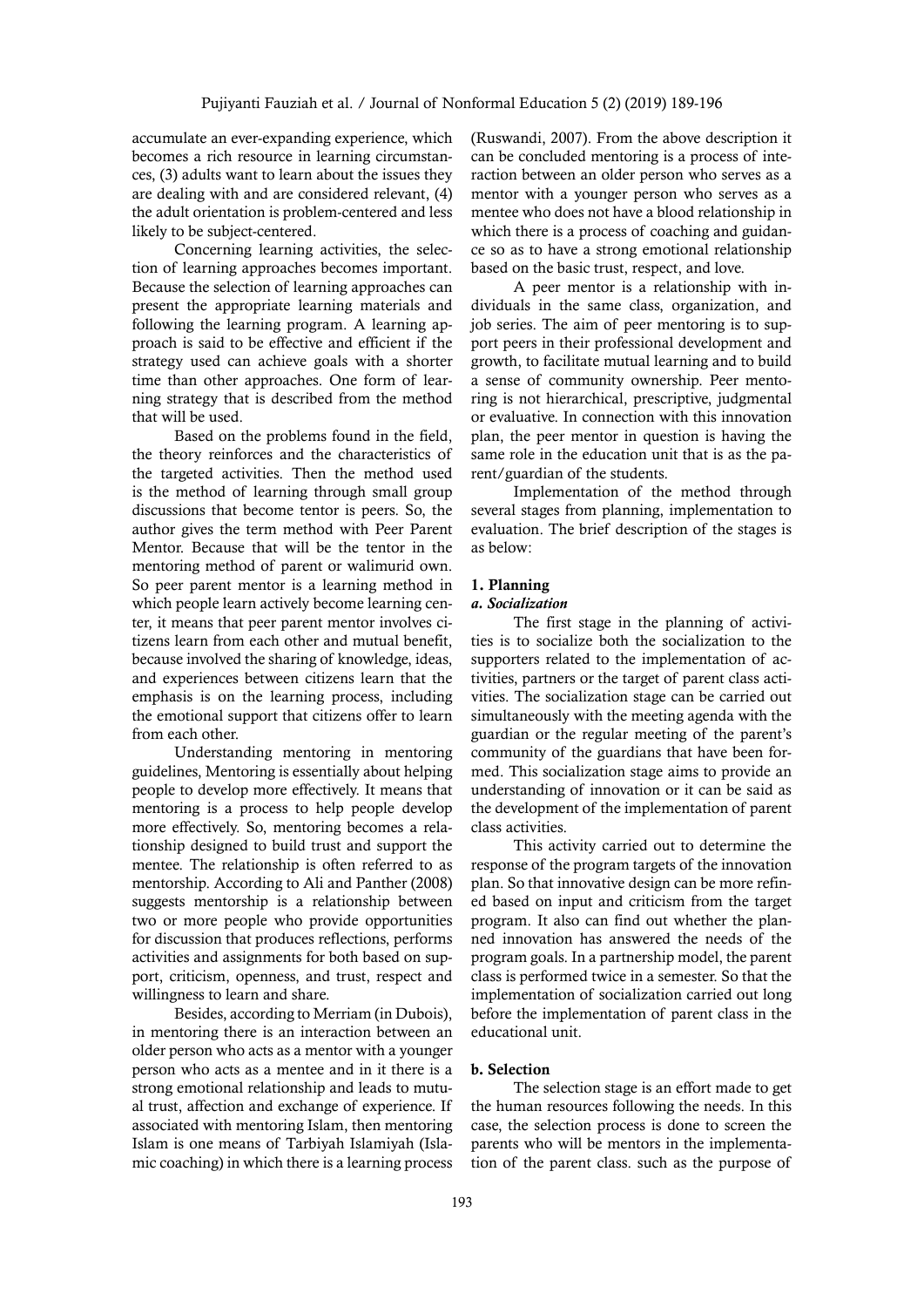accumulate an ever-expanding experience, which becomes a rich resource in learning circumstances, (3) adults want to learn about the issues they are dealing with and are considered relevant, (4) the adult orientation is problem-centered and less likely to be subject-centered.

Concerning learning activities, the selection of learning approaches becomes important. Because the selection of learning approaches can present the appropriate learning materials and following the learning program. A learning approach is said to be effective and efficient if the strategy used can achieve goals with a shorter time than other approaches. One form of learning strategy that is described from the method that will be used.

Based on the problems found in the field, the theory reinforces and the characteristics of the targeted activities. Then the method used is the method of learning through small group discussions that become tentor is peers. So, the author gives the term method with Peer Parent Mentor. Because that will be the tentor in the mentoring method of parent or walimurid own. So peer parent mentor is a learning method in which people learn actively become learning center, it means that peer parent mentor involves citizens learn from each other and mutual benefit, because involved the sharing of knowledge, ideas, and experiences between citizens learn that the emphasis is on the learning process, including the emotional support that citizens offer to learn from each other.

Understanding mentoring in mentoring guidelines, Mentoring is essentially about helping people to develop more effectively. It means that mentoring is a process to help people develop more effectively. So, mentoring becomes a relationship designed to build trust and support the mentee. The relationship is often referred to as mentorship. According to Ali and Panther (2008) suggests mentorship is a relationship between two or more people who provide opportunities for discussion that produces reflections, performs activities and assignments for both based on support, criticism, openness, and trust, respect and willingness to learn and share.

Besides, according to Merriam (in Dubois), in mentoring there is an interaction between an older person who acts as a mentor with a younger person who acts as a mentee and in it there is a strong emotional relationship and leads to mutual trust, affection and exchange of experience. If associated with mentoring Islam, then mentoring Islam is one means of Tarbiyah Islamiyah (Islamic coaching) in which there is a learning process (Ruswandi, 2007). From the above description it can be concluded mentoring is a process of interaction between an older person who serves as a mentor with a younger person who serves as a mentee who does not have a blood relationship in which there is a process of coaching and guidance so as to have a strong emotional relationship based on the basic trust, respect, and love.

A peer mentor is a relationship with individuals in the same class, organization, and job series. The aim of peer mentoring is to support peers in their professional development and growth, to facilitate mutual learning and to build a sense of community ownership. Peer mentoring is not hierarchical, prescriptive, judgmental or evaluative. In connection with this innovation plan, the peer mentor in question is having the same role in the education unit that is as the parent/guardian of the students.

Implementation of the method through several stages from planning, implementation to evaluation. The brief description of the stages is as below:

### 1. Planning

#### *a. Socialization*

The first stage in the planning of activities is to socialize both the socialization to the supporters related to the implementation of activities, partners or the target of parent class activities. The socialization stage can be carried out simultaneously with the meeting agenda with the guardian or the regular meeting of the parent's community of the guardians that have been formed. This socialization stage aims to provide an understanding of innovation or it can be said as the development of the implementation of parent class activities.

This activity carried out to determine the response of the program targets of the innovation plan. So that innovative design can be more refined based on input and criticism from the target program. It also can find out whether the planned innovation has answered the needs of the program goals. In a partnership model, the parent class is performed twice in a semester. So that the implementation of socialization carried out long before the implementation of parent class in the educational unit.

#### b. Selection

The selection stage is an effort made to get the human resources following the needs. In this case, the selection process is done to screen the parents who will be mentors in the implementation of the parent class. such as the purpose of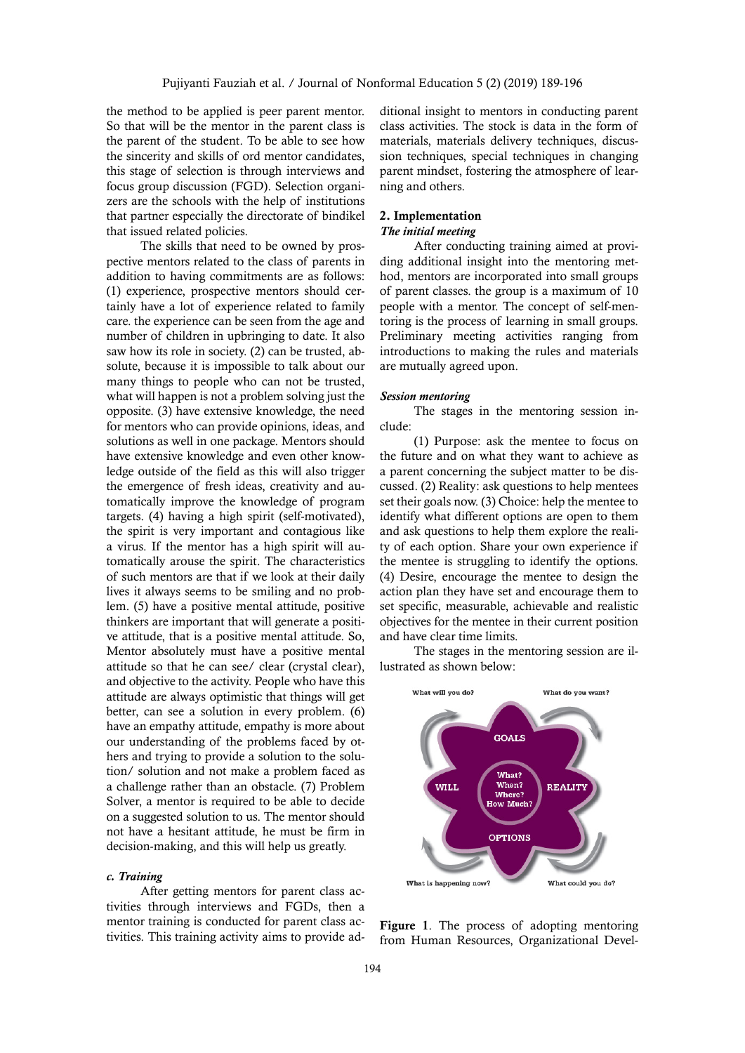the method to be applied is peer parent mentor. So that will be the mentor in the parent class is the parent of the student. To be able to see how the sincerity and skills of ord mentor candidates, this stage of selection is through interviews and focus group discussion (FGD). Selection organizers are the schools with the help of institutions that partner especially the directorate of bindikel that issued related policies.

The skills that need to be owned by prospective mentors related to the class of parents in addition to having commitments are as follows: (1) experience, prospective mentors should certainly have a lot of experience related to family care. the experience can be seen from the age and number of children in upbringing to date. It also saw how its role in society. (2) can be trusted, absolute, because it is impossible to talk about our many things to people who can not be trusted, what will happen is not a problem solving just the opposite. (3) have extensive knowledge, the need for mentors who can provide opinions, ideas, and solutions as well in one package. Mentors should have extensive knowledge and even other knowledge outside of the field as this will also trigger the emergence of fresh ideas, creativity and automatically improve the knowledge of program targets. (4) having a high spirit (self-motivated), the spirit is very important and contagious like a virus. If the mentor has a high spirit will automatically arouse the spirit. The characteristics of such mentors are that if we look at their daily lives it always seems to be smiling and no problem. (5) have a positive mental attitude, positive thinkers are important that will generate a positive attitude, that is a positive mental attitude. So, Mentor absolutely must have a positive mental attitude so that he can see/ clear (crystal clear), and objective to the activity. People who have this attitude are always optimistic that things will get better, can see a solution in every problem. (6) have an empathy attitude, empathy is more about our understanding of the problems faced by others and trying to provide a solution to the solution/ solution and not make a problem faced as a challenge rather than an obstacle. (7) Problem Solver, a mentor is required to be able to decide on a suggested solution to us. The mentor should not have a hesitant attitude, he must be firm in decision-making, and this will help us greatly.

#### *c. Training*

After getting mentors for parent class activities through interviews and FGDs, then a mentor training is conducted for parent class activities. This training activity aims to provide additional insight to mentors in conducting parent class activities. The stock is data in the form of materials, materials delivery techniques, discussion techniques, special techniques in changing parent mindset, fostering the atmosphere of learning and others.

### 2. Implementation

#### *The initial meeting*

After conducting training aimed at providing additional insight into the mentoring method, mentors are incorporated into small groups of parent classes. the group is a maximum of 10 people with a mentor. The concept of self-mentoring is the process of learning in small groups. Preliminary meeting activities ranging from introductions to making the rules and materials are mutually agreed upon.

#### *Session mentoring*

The stages in the mentoring session include:

(1) Purpose: ask the mentee to focus on the future and on what they want to achieve as a parent concerning the subject matter to be discussed. (2) Reality: ask questions to help mentees set their goals now. (3) Choice: help the mentee to identify what different options are open to them and ask questions to help them explore the reality of each option. Share your own experience if the mentee is struggling to identify the options. (4) Desire, encourage the mentee to design the action plan they have set and encourage them to set specific, measurable, achievable and realistic objectives for the mentee in their current position and have clear time limits.

The stages in the mentoring session are illustrated as shown below:

What will you do? | What do you want?

GOALS

WILL — What? When? Where? How Much? — REALITY

OPTIONS

What is happening now? | What could you do?

**Figure 1**. The process of adopting mentoring from Human Resources, Organizational Devel-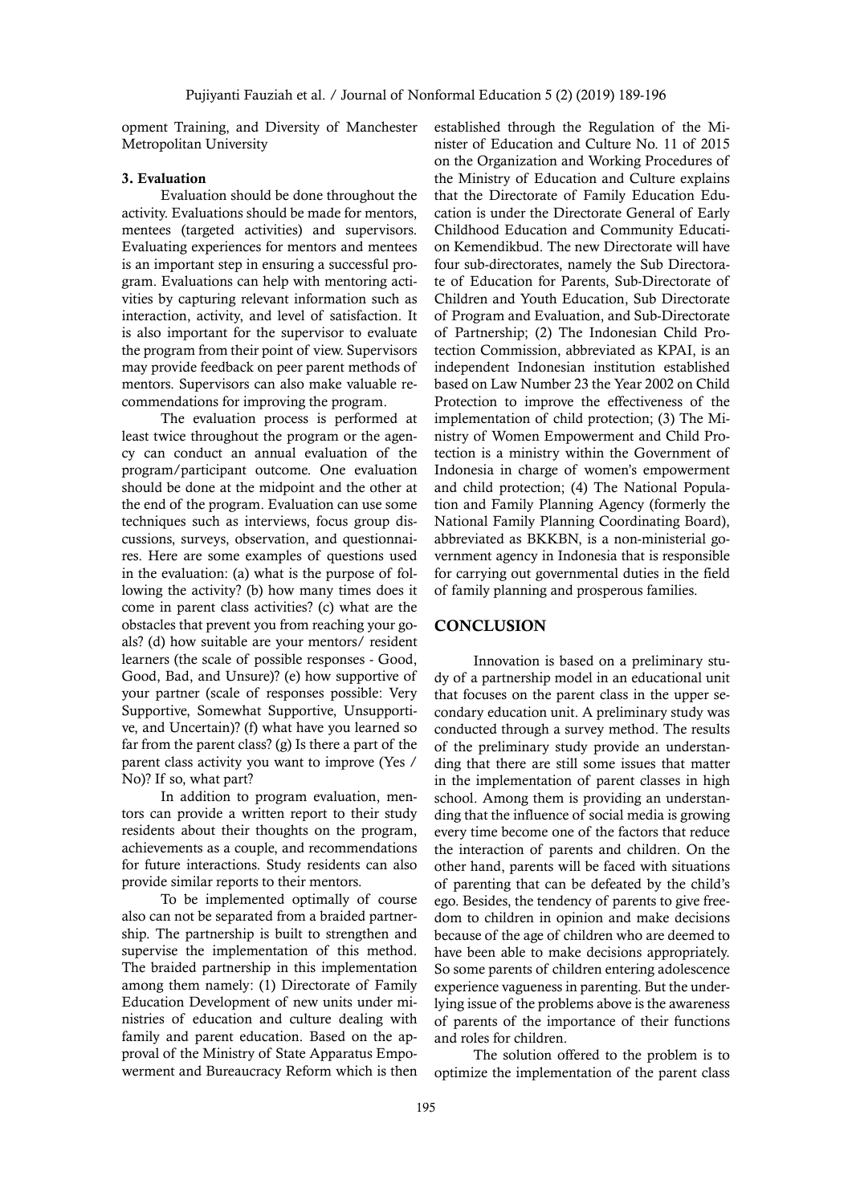opment Training, and Diversity of Manchester Metropolitan University

**3. Evaluation**

Evaluation should be done throughout the activity. Evaluations should be made for mentors, mentees (targeted activities) and supervisors. Evaluating experiences for mentors and mentees is an important step in ensuring a successful program. Evaluations can help with mentoring activities by capturing relevant information such as interaction, activity, and level of satisfaction. It is also important for the supervisor to evaluate the program from their point of view. Supervisors may provide feedback on peer parent methods of mentors. Supervisors can also make valuable recommendations for improving the program.

The evaluation process is performed at least twice throughout the program or the agency can conduct an annual evaluation of the program/participant outcome. One evaluation should be done at the midpoint and the other at the end of the program. Evaluation can use some techniques such as interviews, focus group discussions, surveys, observation, and questionnaires. Here are some examples of questions used in the evaluation: (a) what is the purpose of following the activity? (b) how many times does it come in parent class activities? (c) what are the obstacles that prevent you from reaching your goals? (d) how suitable are your mentors/ resident learners (the scale of possible responses - Good, Good, Bad, and Unsure)? (e) how supportive of your partner (scale of responses possible: Very Supportive, Somewhat Supportive, Unsupportive, and Uncertain)? (f) what have you learned so far from the parent class? (g) Is there a part of the parent class activity you want to improve (Yes / No)? If so, what part?

In addition to program evaluation, mentors can provide a written report to their study residents about their thoughts on the program, achievements as a couple, and recommendations for future interactions. Study residents can also provide similar reports to their mentors.

To be implemented optimally of course also can not be separated from a braided partnership. The partnership is built to strengthen and supervise the implementation of this method. The braided partnership in this implementation among them namely: (1) Directorate of Family Education Development of new units under ministries of education and culture dealing with family and parent education. Based on the approval of the Ministry of State Apparatus Empowerment and Bureaucracy Reform which is then established through the Regulation of the Minister of Education and Culture No. 11 of 2015 on the Organization and Working Procedures of the Ministry of Education and Culture explains that the Directorate of Family Education Education is under the Directorate General of Early Childhood Education and Community Education Kemendikbud. The new Directorate will have four sub-directorates, namely the Sub Directorate of Education for Parents, Sub-Directorate of Children and Youth Education, Sub Directorate of Program and Evaluation, and Sub-Directorate of Partnership; (2) The Indonesian Child Protection Commission, abbreviated as KPAI, is an independent Indonesian institution established based on Law Number 23 the Year 2002 on Child Protection to improve the effectiveness of the implementation of child protection; (3) The Ministry of Women Empowerment and Child Protection is a ministry within the Government of Indonesia in charge of women's empowerment and child protection; (4) The National Population and Family Planning Agency (formerly the National Family Planning Coordinating Board), abbreviated as BKKBN, is a non-ministerial government agency in Indonesia that is responsible for carrying out governmental duties in the field of family planning and prosperous families.

## CONCLUSION

Innovation is based on a preliminary study of a partnership model in an educational unit that focuses on the parent class in the upper secondary education unit. A preliminary study was conducted through a survey method. The results of the preliminary study provide an understanding that there are still some issues that matter in the implementation of parent classes in high school. Among them is providing an understanding that the influence of social media is growing every time become one of the factors that reduce the interaction of parents and children. On the other hand, parents will be faced with situations of parenting that can be defeated by the child's ego. Besides, the tendency of parents to give freedom to children in opinion and make decisions because of the age of children who are deemed to have been able to make decisions appropriately. So some parents of children entering adolescence experience vagueness in parenting. But the underlying issue of the problems above is the awareness of parents of the importance of their functions and roles for children.

The solution offered to the problem is to optimize the implementation of the parent class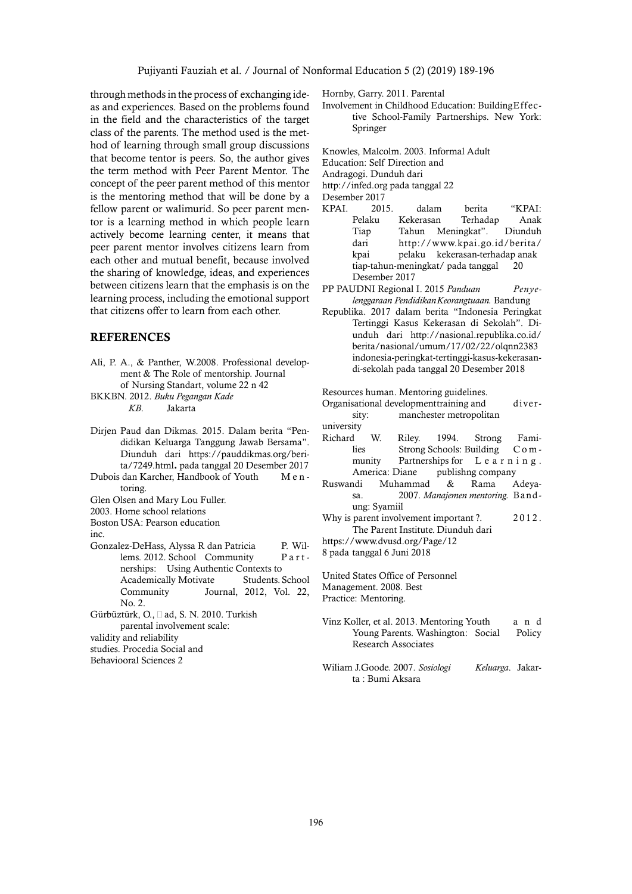through methods in the process of exchanging ideas and experiences. Based on the problems found in the field and the characteristics of the target class of the parents. The method used is the method of learning through small group discussions that become tentor is peers. So, the author gives the term method with Peer Parent Mentor. The concept of the peer parent method of this mentor is the mentoring method that will be done by a fellow parent or walimurid. So peer parent mentor is a learning method in which people learn actively become learning center, it means that peer parent mentor involves citizens learn from each other and mutual benefit, because involved the sharing of knowledge, ideas, and experiences between citizens learn that the emphasis is on the learning process, including the emotional support that citizens offer to learn from each other.

## REFERENCES

Ali, P. A., & Panther, W.2008. Professional development & The Role of mentorship. Journal of Nursing Standart, volume 22 n 42

BKKBN. 2012. *Buku Pegangan Kade KB.* Jakarta

Dirjen Paud dan Dikmas. 2015. Dalam berita "Pendidikan Keluarga Tanggung Jawab Bersama". Diunduh dari https://pauddikmas.org/berita/7249.html. pada tanggal 20 Desember 2017

Dubois dan Karcher, Handbook of Youth Mentoring.

Glen Olsen and Mary Lou Fuller. 2003. Home school relations Boston USA: Pearson education inc.

Gonzalez-DeHass, Alyssa R dan Patricia P. Willems. 2012. School Community Partnerships: Using Authentic Contexts to Academically Motivate Students. School Community Journal, 2012, Vol. 22, No. 2.

Gürbüztürk, O., ad, S. N. 2010. Turkish parental involvement scale: validity and reliability studies. Procedia Social and Behaviooral Sciences 2

Hornby, Garry. 2011. Parental Involvement in Childhood Education: Building Effective School-Family Partnerships. New York: Springer

Knowles, Malcolm. 2003. Informal Adult Education: Self Direction and Andragogi. Dunduh dari http://infed.org pada tanggal 22 Desember 2017

KPAI. 2015. dalam berita "KPAI: Pelaku Kekerasan Terhadap Anak Tiap Tahun Meningkat". Diunduh dari http://www.kpai.go.id/berita/kpai pelaku kekerasan-terhadap anak tiap-tahun-meningkat/ pada tanggal 20 Desember 2017

PP PAUDNI Regional I. 2015 *Panduan Penyelenggaraan Pendidikan Keorangtuaan.* Bandung

Republika. 2017 dalam berita "Indonesia Peringkat Tertinggi Kasus Kekerasan di Sekolah". Diunduh dari http://nasional.republika.co.id/berita/nasional/umum/17/02/22/olqnn2383 indonesia-peringkat-tertinggi-kasus-kekerasan-di-sekolah pada tanggal 20 Desember 2018

Resources human. Mentoring guidelines. Organisational developmenttraining and diversity: manchester metropolitan university

Richard W. Riley. 1994. Strong Families Strong Schools: Building Community Partnerships for Learning. America: Diane publishng company

Ruswandi Muhammad & Rama Adeyasa. 2007. *Manajemen mentoring.* Bandung: Syamiil

Why is parent involvement important ?. 2012. The Parent Institute. Diunduh dari https://www.dvusd.org/Page/12 8 pada tanggal 6 Juni 2018

United States Office of Personnel Management. 2008. Best Practice: Mentoring.

Vinz Koller, et al. 2013. Mentoring Youth and Young Parents. Washington: Social Policy Research Associates

Wiliam J.Goode. 2007. *Sosiologi Keluarga*. Jakarta : Bumi Aksara